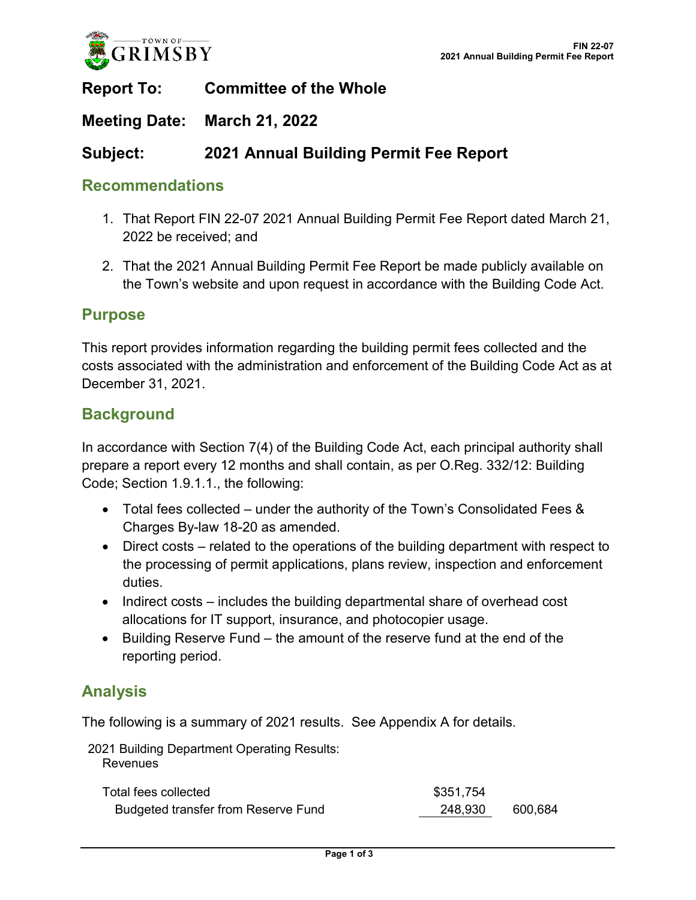**Report To:** Committee of the Whole

**Meeting Date:** March 21, 2022

**Subject:** 2021 Annual Building Permit Fee Report

## Recommendations

1. That Report FIN 22-07 2021 Annual Building Permit Fee Report dated March 21, 2022 be received; and
2. That the 2021 Annual Building Permit Fee Report be made publicly available on the Town's website and upon request in accordance with the Building Code Act.

## Purpose

This report provides information regarding the building permit fees collected and the costs associated with the administration and enforcement of the Building Code Act as at December 31, 2021.

## Background

In accordance with Section 7(4) of the Building Code Act, each principal authority shall prepare a report every 12 months and shall contain, as per O.Reg. 332/12: Building Code; Section 1.9.1.1., the following:

- Total fees collected – under the authority of the Town's Consolidated Fees & Charges By-law 18-20 as amended.
- Direct costs – related to the operations of the building department with respect to the processing of permit applications, plans review, inspection and enforcement duties.
- Indirect costs – includes the building departmental share of overhead cost allocations for IT support, insurance, and photocopier usage.
- Building Reserve Fund – the amount of the reserve fund at the end of the reporting period.

## Analysis

The following is a summary of 2021 results. See Appendix A for details.

2021 Building Department Operating Results:

| Revenues | | |
|---|---|---|
| Total fees collected | $351,754 | |
| Budgeted transfer from Reserve Fund | 248,930 | 600,684 |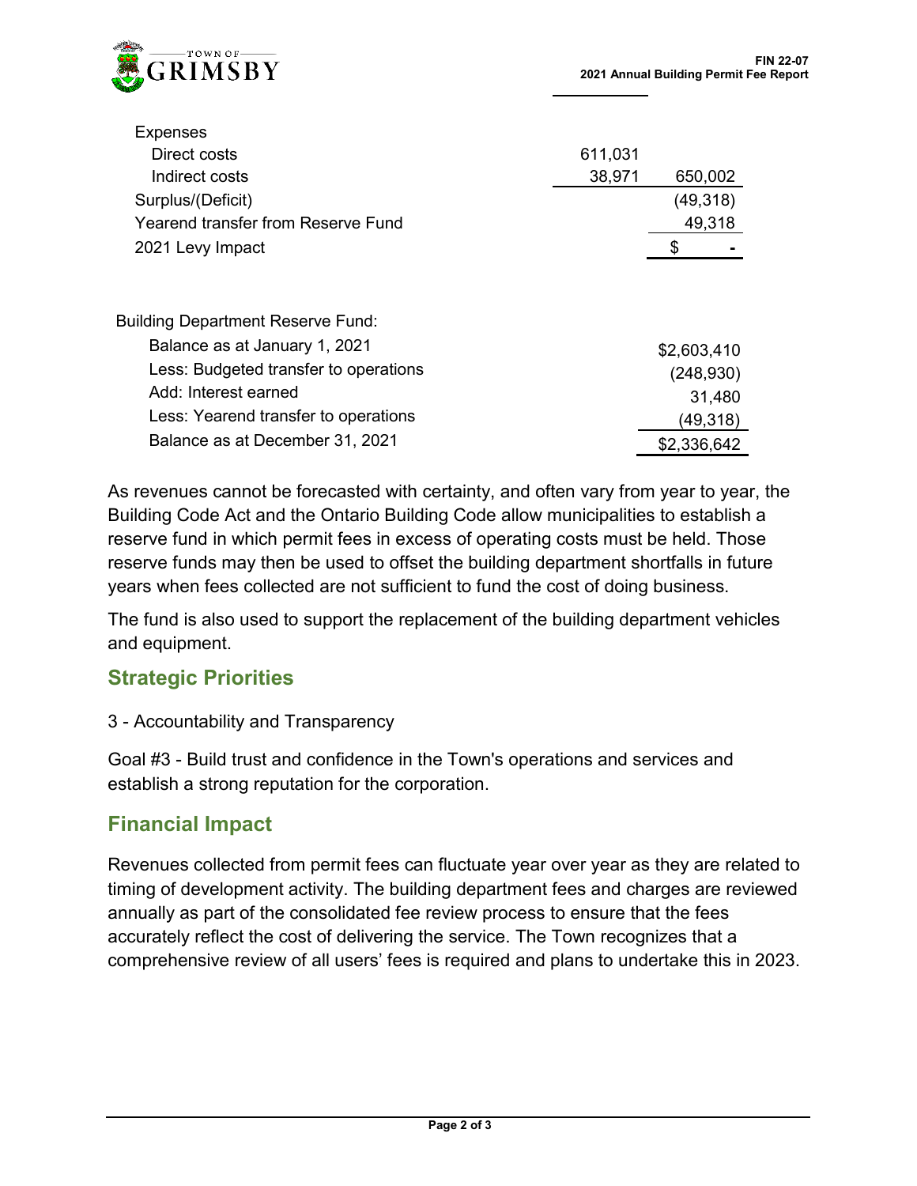| | | |
|---|---|---|
| Expenses | | |
| Direct costs | 611,031 | |
| Indirect costs | 38,971 | 650,002 |
| Surplus/(Deficit) | | (49,318) |
| Yearend transfer from Reserve Fund | | 49,318 |
| 2021 Levy Impact | | $ - |

| Building Department Reserve Fund: | |
|---|---|
| Balance as at January 1, 2021 | $2,603,410 |
| Less: Budgeted transfer to operations | (248,930) |
| Add: Interest earned | 31,480 |
| Less: Yearend transfer to operations | (49,318) |
| Balance as at December 31, 2021 | $2,336,642 |

As revenues cannot be forecasted with certainty, and often vary from year to year, the Building Code Act and the Ontario Building Code allow municipalities to establish a reserve fund in which permit fees in excess of operating costs must be held. Those reserve funds may then be used to offset the building department shortfalls in future years when fees collected are not sufficient to fund the cost of doing business.

The fund is also used to support the replacement of the building department vehicles and equipment.

## Strategic Priorities

3 - Accountability and Transparency

Goal #3 - Build trust and confidence in the Town's operations and services and establish a strong reputation for the corporation.

## Financial Impact

Revenues collected from permit fees can fluctuate year over year as they are related to timing of development activity. The building department fees and charges are reviewed annually as part of the consolidated fee review process to ensure that the fees accurately reflect the cost of delivering the service. The Town recognizes that a comprehensive review of all users' fees is required and plans to undertake this in 2023.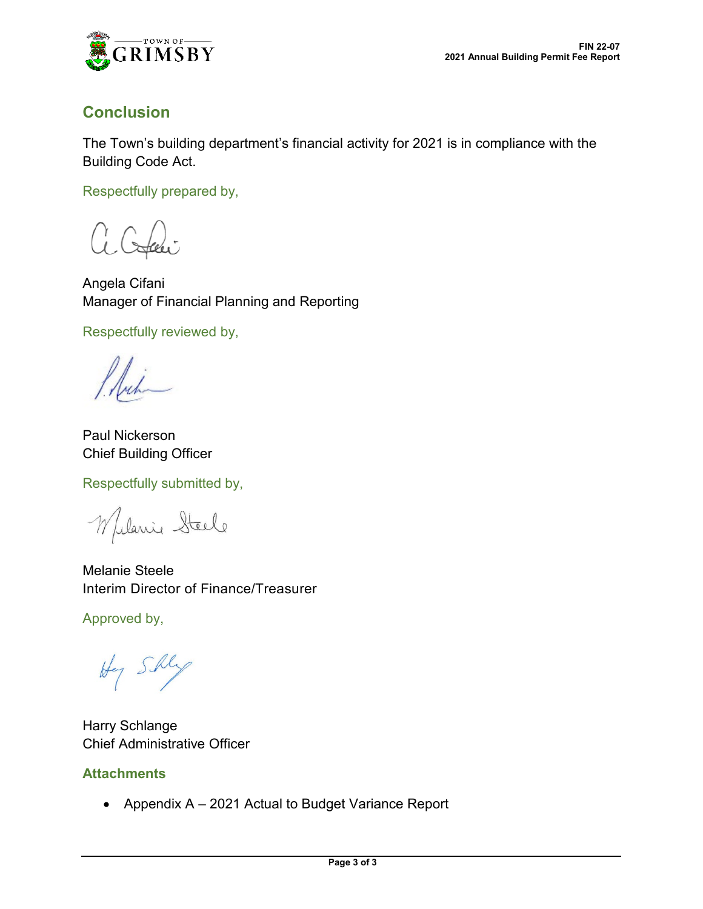## Conclusion

The Town's building department's financial activity for 2021 is in compliance with the Building Code Act.

Respectfully prepared by,

Angela Cifani
Manager of Financial Planning and Reporting

Respectfully reviewed by,

Paul Nickerson
Chief Building Officer

Respectfully submitted by,

Melanie Steele
Interim Director of Finance/Treasurer

Approved by,

Harry Schlange
Chief Administrative Officer

## Attachments

- Appendix A – 2021 Actual to Budget Variance Report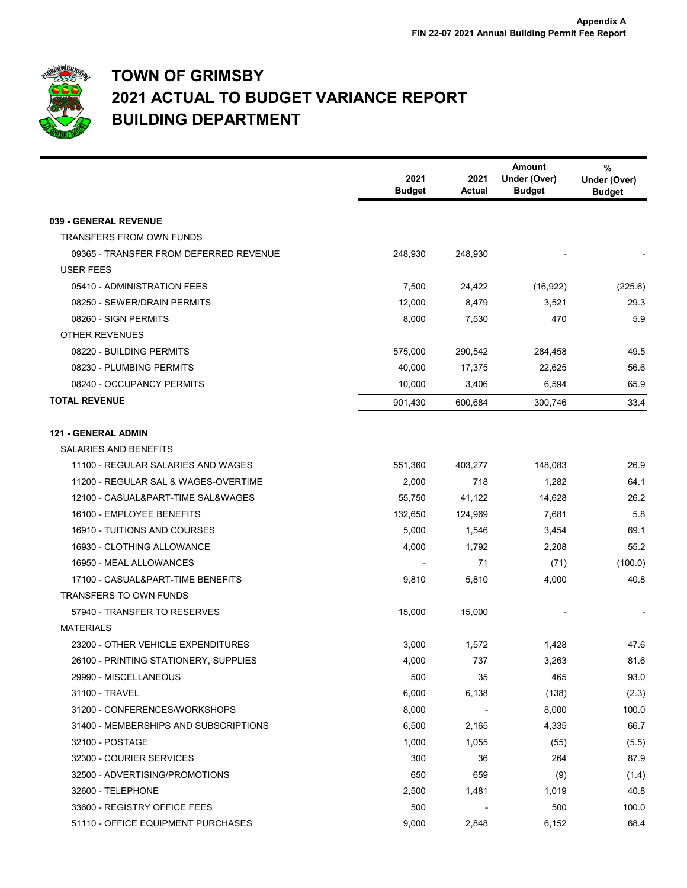Appendix A
FIN 22-07 2021 Annual Building Permit Fee Report

# TOWN OF GRIMSBY
# 2021 ACTUAL TO BUDGET VARIANCE REPORT
# BUILDING DEPARTMENT

| | 2021 Budget | 2021 Actual | Amount Under (Over) Budget | % Under (Over) Budget |
|---|---|---|---|---|
| **039 - GENERAL REVENUE** | | | | |
| TRANSFERS FROM OWN FUNDS | | | | |
| 09365 - TRANSFER FROM DEFERRED REVENUE | 248,930 | 248,930 | - | - |
| USER FEES | | | | |
| 05410 - ADMINISTRATION FEES | 7,500 | 24,422 | (16,922) | (225.6) |
| 08250 - SEWER/DRAIN PERMITS | 12,000 | 8,479 | 3,521 | 29.3 |
| 08260 - SIGN PERMITS | 8,000 | 7,530 | 470 | 5.9 |
| OTHER REVENUES | | | | |
| 08220 - BUILDING PERMITS | 575,000 | 290,542 | 284,458 | 49.5 |
| 08230 - PLUMBING PERMITS | 40,000 | 17,375 | 22,625 | 56.6 |
| 08240 - OCCUPANCY PERMITS | 10,000 | 3,406 | 6,594 | 65.9 |
| **TOTAL REVENUE** | 901,430 | 600,684 | 300,746 | 33.4 |
| **121 - GENERAL ADMIN** | | | | |
| SALARIES AND BENEFITS | | | | |
| 11100 - REGULAR SALARIES AND WAGES | 551,360 | 403,277 | 148,083 | 26.9 |
| 11200 - REGULAR SAL & WAGES-OVERTIME | 2,000 | 718 | 1,282 | 64.1 |
| 12100 - CASUAL&PART-TIME SAL&WAGES | 55,750 | 41,122 | 14,628 | 26.2 |
| 16100 - EMPLOYEE BENEFITS | 132,650 | 124,969 | 7,681 | 5.8 |
| 16910 - TUITIONS AND COURSES | 5,000 | 1,546 | 3,454 | 69.1 |
| 16930 - CLOTHING ALLOWANCE | 4,000 | 1,792 | 2,208 | 55.2 |
| 16950 - MEAL ALLOWANCES | - | 71 | (71) | (100.0) |
| 17100 - CASUAL&PART-TIME BENEFITS | 9,810 | 5,810 | 4,000 | 40.8 |
| TRANSFERS TO OWN FUNDS | | | | |
| 57940 - TRANSFER TO RESERVES | 15,000 | 15,000 | - | - |
| MATERIALS | | | | |
| 23200 - OTHER VEHICLE EXPENDITURES | 3,000 | 1,572 | 1,428 | 47.6 |
| 26100 - PRINTING STATIONERY, SUPPLIES | 4,000 | 737 | 3,263 | 81.6 |
| 29990 - MISCELLANEOUS | 500 | 35 | 465 | 93.0 |
| 31100 - TRAVEL | 6,000 | 6,138 | (138) | (2.3) |
| 31200 - CONFERENCES/WORKSHOPS | 8,000 | - | 8,000 | 100.0 |
| 31400 - MEMBERSHIPS AND SUBSCRIPTIONS | 6,500 | 2,165 | 4,335 | 66.7 |
| 32100 - POSTAGE | 1,000 | 1,055 | (55) | (5.5) |
| 32300 - COURIER SERVICES | 300 | 36 | 264 | 87.9 |
| 32500 - ADVERTISING/PROMOTIONS | 650 | 659 | (9) | (1.4) |
| 32600 - TELEPHONE | 2,500 | 1,481 | 1,019 | 40.8 |
| 33600 - REGISTRY OFFICE FEES | 500 | - | 500 | 100.0 |
| 51110 - OFFICE EQUIPMENT PURCHASES | 9,000 | 2,848 | 6,152 | 68.4 |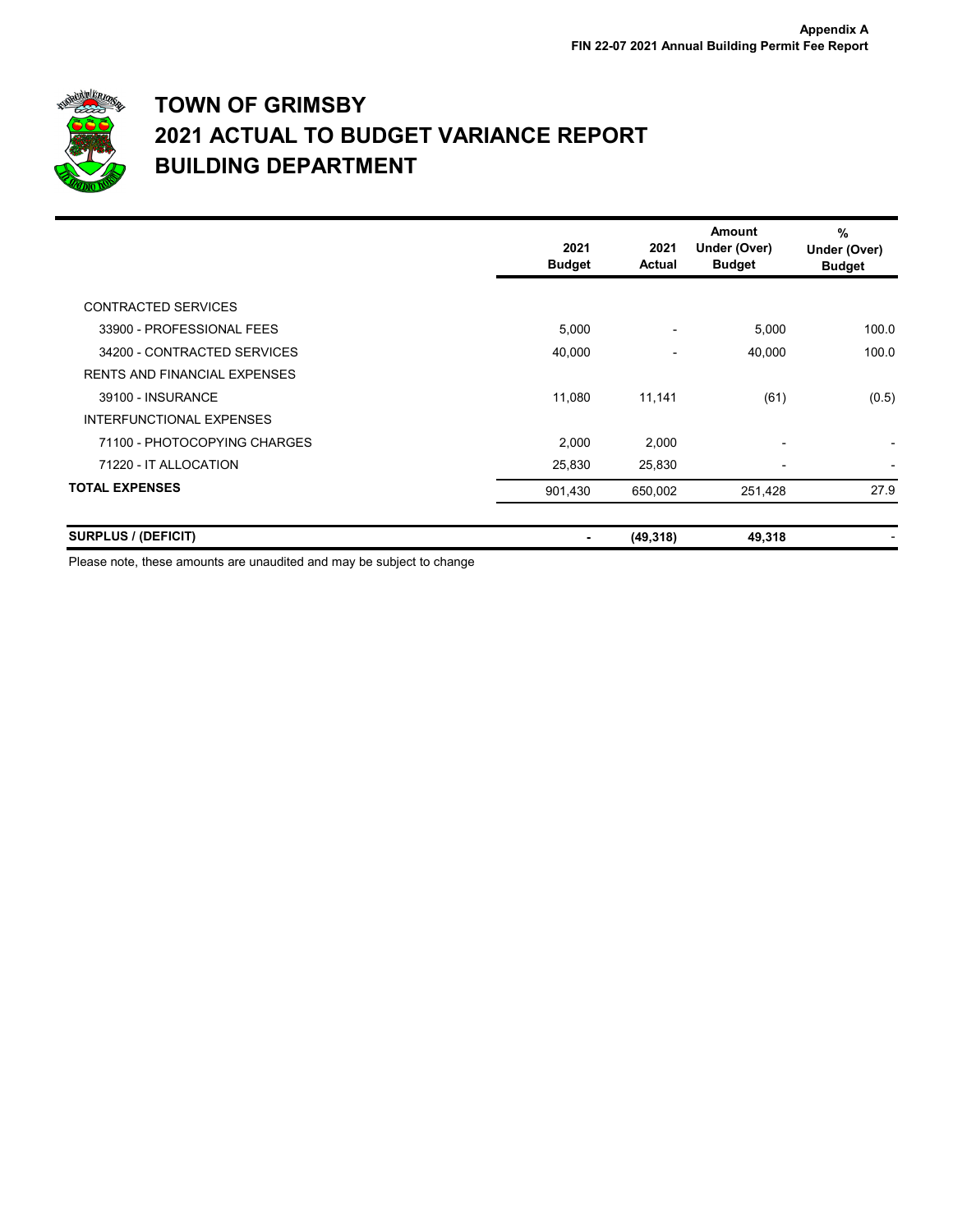Appendix A
FIN 22-07 2021 Annual Building Permit Fee Report

# TOWN OF GRIMSBY
# 2021 ACTUAL TO BUDGET VARIANCE REPORT
# BUILDING DEPARTMENT

| | 2021 Budget | 2021 Actual | Amount Under (Over) Budget | % Under (Over) Budget |
|---|---|---|---|---|
| CONTRACTED SERVICES | | | | |
| 33900 - PROFESSIONAL FEES | 5,000 | - | 5,000 | 100.0 |
| 34200 - CONTRACTED SERVICES | 40,000 | - | 40,000 | 100.0 |
| RENTS AND FINANCIAL EXPENSES | | | | |
| 39100 - INSURANCE | 11,080 | 11,141 | (61) | (0.5) |
| INTERFUNCTIONAL EXPENSES | | | | |
| 71100 - PHOTOCOPYING CHARGES | 2,000 | 2,000 | - | - |
| 71220 - IT ALLOCATION | 25,830 | 25,830 | - | - |
| **TOTAL EXPENSES** | 901,430 | 650,002 | 251,428 | 27.9 |
| **SURPLUS / (DEFICIT)** | **-** | **(49,318)** | **49,318** | - |

Please note, these amounts are unaudited and may be subject to change